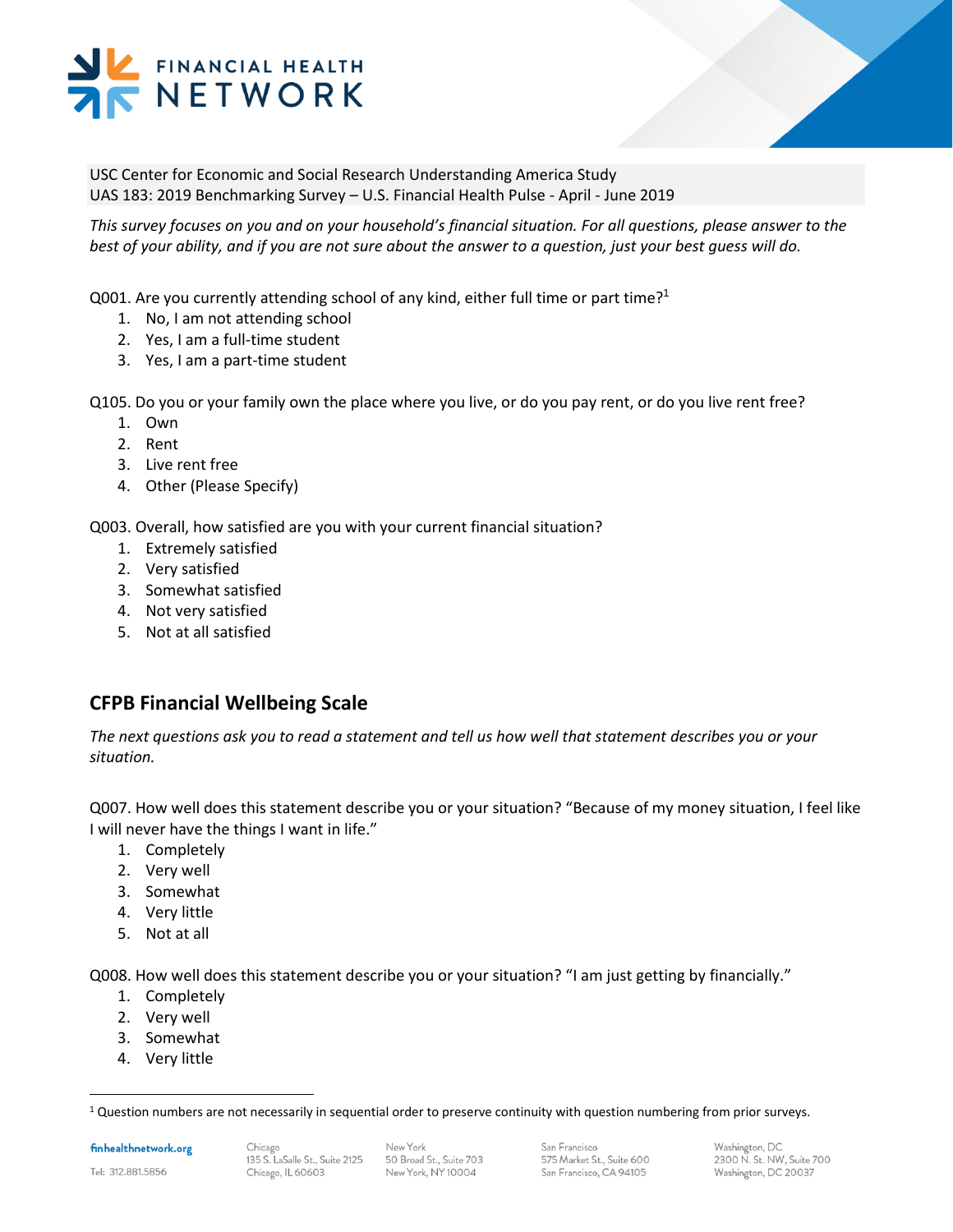USC Center for Economic and Social Research Understanding America Study
UAS 183: 2019 Benchmarking Survey – U.S. Financial Health Pulse - April - June 2019

*This survey focuses on you and on your household's financial situation. For all questions, please answer to the best of your ability, and if you are not sure about the answer to a question, just your best guess will do.*

Q001. Are you currently attending school of any kind, either full time or part time?[1]

1. No, I am not attending school
2. Yes, I am a full-time student
3. Yes, I am a part-time student

Q105. Do you or your family own the place where you live, or do you pay rent, or do you live rent free?

1. Own
2. Rent
3. Live rent free
4. Other (Please Specify)

Q003. Overall, how satisfied are you with your current financial situation?

1. Extremely satisfied
2. Very satisfied
3. Somewhat satisfied
4. Not very satisfied
5. Not at all satisfied

## CFPB Financial Wellbeing Scale

*The next questions ask you to read a statement and tell us how well that statement describes you or your situation.*

Q007. How well does this statement describe you or your situation? "Because of my money situation, I feel like I will never have the things I want in life."

1. Completely
2. Very well
3. Somewhat
4. Very little
5. Not at all

Q008. How well does this statement describe you or your situation? "I am just getting by financially."

1. Completely
2. Very well
3. Somewhat
4. Very little

[1] Question numbers are not necessarily in sequential order to preserve continuity with question numbering from prior surveys.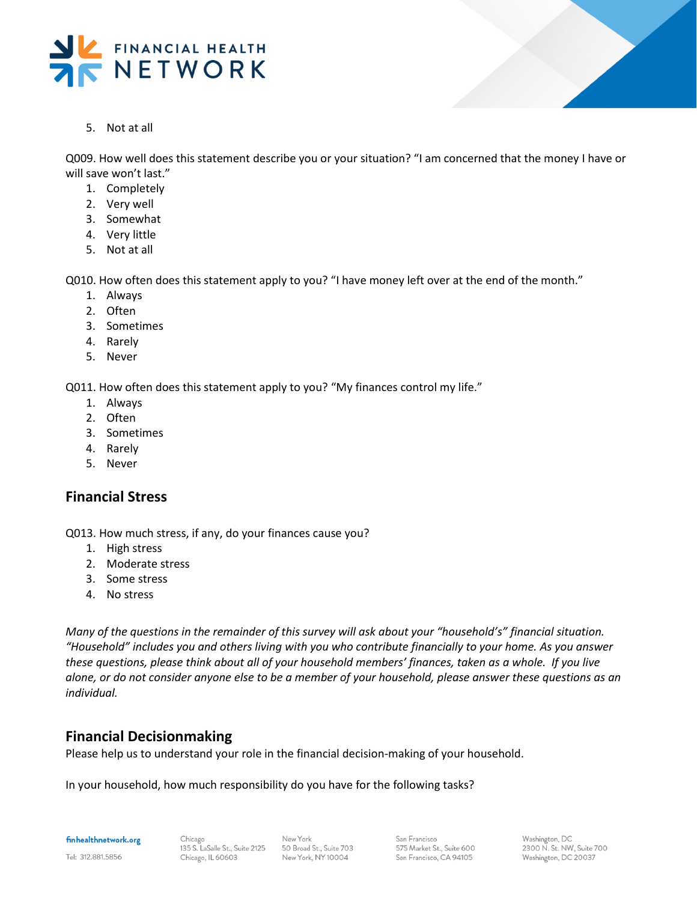5. Not at all

Q009. How well does this statement describe you or your situation? “I am concerned that the money I have or will save won’t last.”

1. Completely
2. Very well
3. Somewhat
4. Very little
5. Not at all

Q010. How often does this statement apply to you? “I have money left over at the end of the month.”

1. Always
2. Often
3. Sometimes
4. Rarely
5. Never

Q011. How often does this statement apply to you? “My finances control my life.”

1. Always
2. Often
3. Sometimes
4. Rarely
5. Never

## Financial Stress

Q013. How much stress, if any, do your finances cause you?

1. High stress
2. Moderate stress
3. Some stress
4. No stress

*Many of the questions in the remainder of this survey will ask about your “household’s” financial situation. “Household” includes you and others living with you who contribute financially to your home. As you answer these questions, please think about all of your household members’ finances, taken as a whole. If you live alone, or do not consider anyone else to be a member of your household, please answer these questions as an individual.*

## Financial Decisionmaking

Please help us to understand your role in the financial decision-making of your household.

In your household, how much responsibility do you have for the following tasks?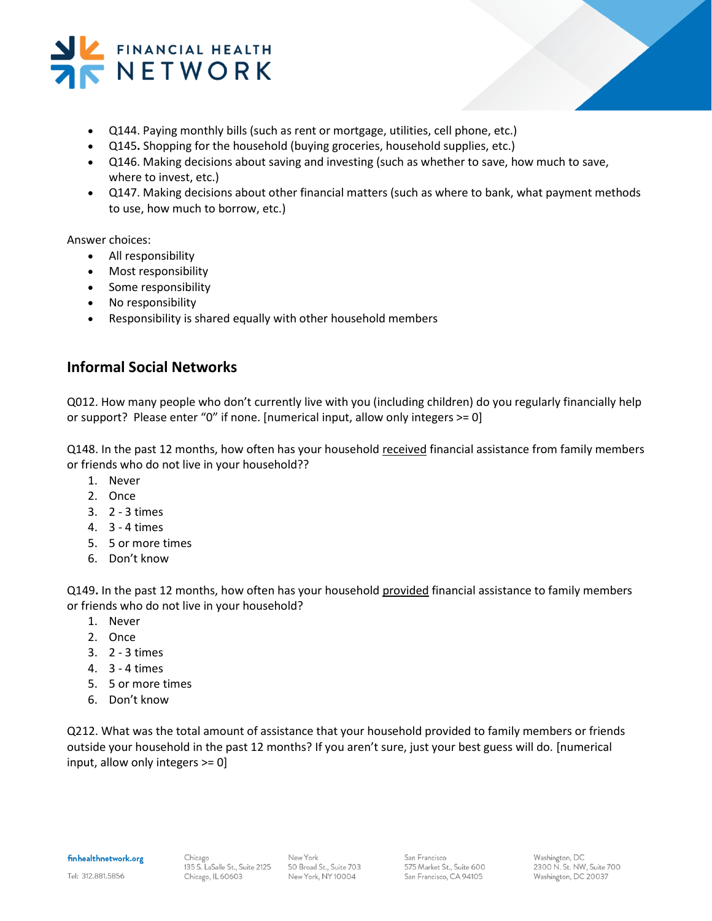- Q144. Paying monthly bills (such as rent or mortgage, utilities, cell phone, etc.)
- Q145. Shopping for the household (buying groceries, household supplies, etc.)
- Q146. Making decisions about saving and investing (such as whether to save, how much to save, where to invest, etc.)
- Q147. Making decisions about other financial matters (such as where to bank, what payment methods to use, how much to borrow, etc.)

Answer choices:

- All responsibility
- Most responsibility
- Some responsibility
- No responsibility
- Responsibility is shared equally with other household members

## Informal Social Networks

Q012. How many people who don't currently live with you (including children) do you regularly financially help or support? Please enter "0" if none. [numerical input, allow only integers >= 0]

Q148. In the past 12 months, how often has your household received financial assistance from family members or friends who do not live in your household??

1. Never
2. Once
3. 2 - 3 times
4. 3 - 4 times
5. 5 or more times
6. Don't know

Q149. In the past 12 months, how often has your household provided financial assistance to family members or friends who do not live in your household?

1. Never
2. Once
3. 2 - 3 times
4. 3 - 4 times
5. 5 or more times
6. Don't know

Q212. What was the total amount of assistance that your household provided to family members or friends outside your household in the past 12 months? If you aren't sure, just your best guess will do. [numerical input, allow only integers >= 0]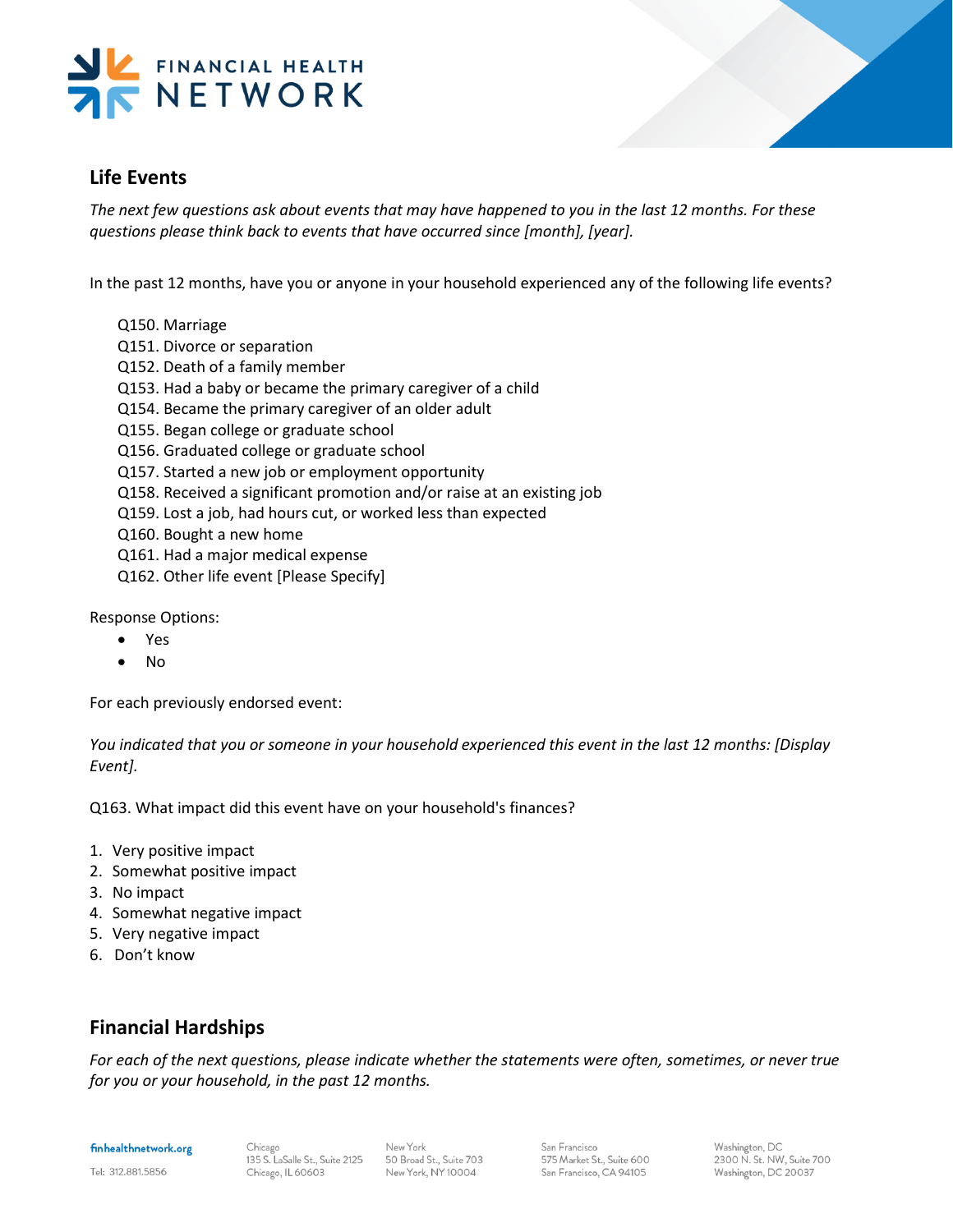## Life Events

*The next few questions ask about events that may have happened to you in the last 12 months. For these questions please think back to events that have occurred since [month], [year].*

In the past 12 months, have you or anyone in your household experienced any of the following life events?

Q150. Marriage
Q151. Divorce or separation
Q152. Death of a family member
Q153. Had a baby or became the primary caregiver of a child
Q154. Became the primary caregiver of an older adult
Q155. Began college or graduate school
Q156. Graduated college or graduate school
Q157. Started a new job or employment opportunity
Q158. Received a significant promotion and/or raise at an existing job
Q159. Lost a job, had hours cut, or worked less than expected
Q160. Bought a new home
Q161. Had a major medical expense
Q162. Other life event [Please Specify]

Response Options:

- Yes
- No

For each previously endorsed event:

*You indicated that you or someone in your household experienced this event in the last 12 months: [Display Event].*

Q163. What impact did this event have on your household's finances?

1. Very positive impact
2. Somewhat positive impact
3. No impact
4. Somewhat negative impact
5. Very negative impact
6. Don't know

## Financial Hardships

*For each of the next questions, please indicate whether the statements were often, sometimes, or never true for you or your household, in the past 12 months.*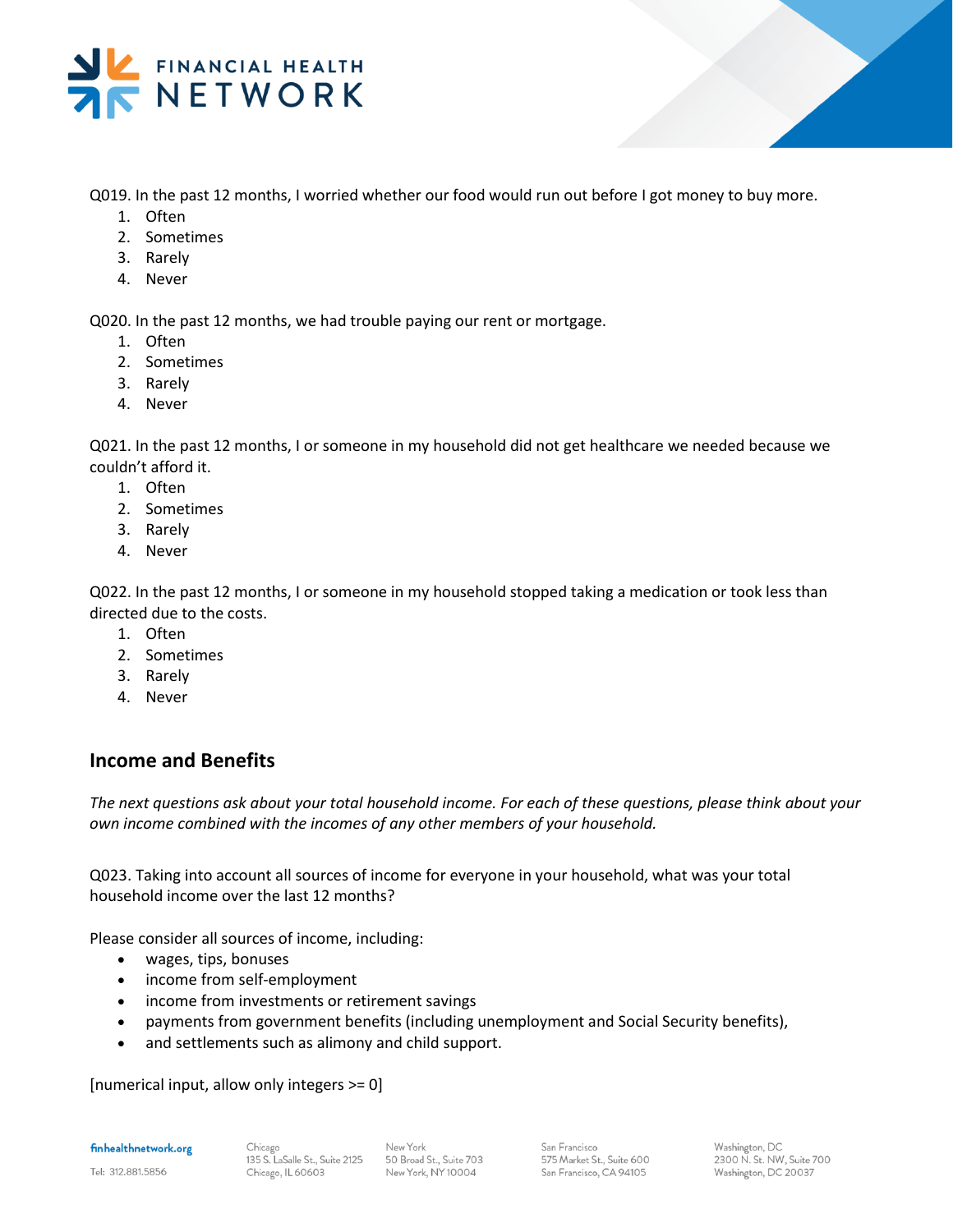Q019. In the past 12 months, I worried whether our food would run out before I got money to buy more.

1. Often
2. Sometimes
3. Rarely
4. Never

Q020. In the past 12 months, we had trouble paying our rent or mortgage.

1. Often
2. Sometimes
3. Rarely
4. Never

Q021. In the past 12 months, I or someone in my household did not get healthcare we needed because we couldn't afford it.

1. Often
2. Sometimes
3. Rarely
4. Never

Q022. In the past 12 months, I or someone in my household stopped taking a medication or took less than directed due to the costs.

1. Often
2. Sometimes
3. Rarely
4. Never

## Income and Benefits

*The next questions ask about your total household income. For each of these questions, please think about your own income combined with the incomes of any other members of your household.*

Q023. Taking into account all sources of income for everyone in your household, what was your total household income over the last 12 months?

Please consider all sources of income, including:

- wages, tips, bonuses
- income from self-employment
- income from investments or retirement savings
- payments from government benefits (including unemployment and Social Security benefits),
- and settlements such as alimony and child support.

[numerical input, allow only integers >= 0]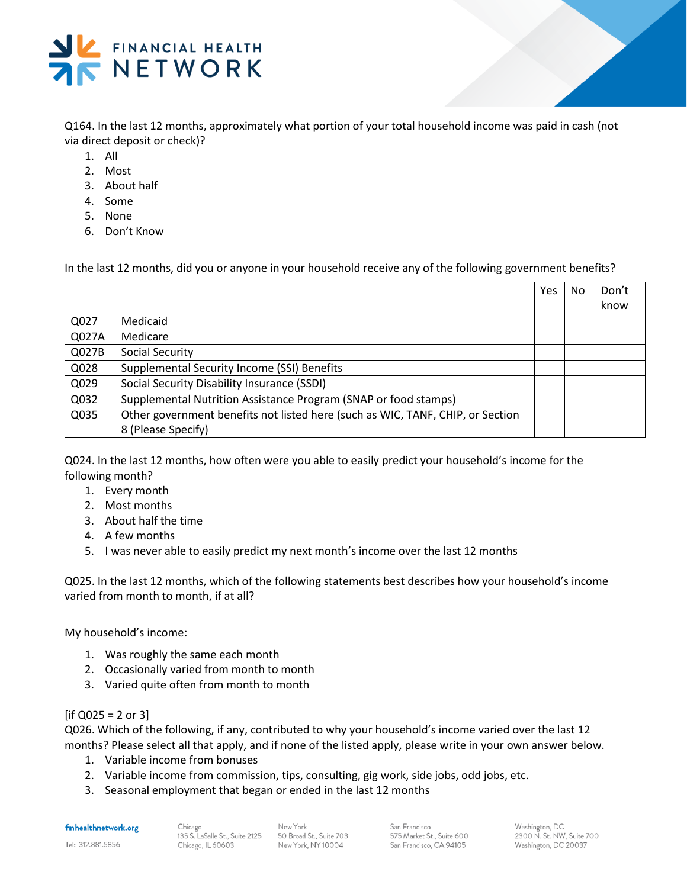Q164. In the last 12 months, approximately what portion of your total household income was paid in cash (not via direct deposit or check)?

1. All
2. Most
3. About half
4. Some
5. None
6. Don't Know

In the last 12 months, did you or anyone in your household receive any of the following government benefits?

| | | Yes | No | Don't know |
|---|---|---|---|---|
| Q027 | Medicaid | | | |
| Q027A | Medicare | | | |
| Q027B | Social Security | | | |
| Q028 | Supplemental Security Income (SSI) Benefits | | | |
| Q029 | Social Security Disability Insurance (SSDI) | | | |
| Q032 | Supplemental Nutrition Assistance Program (SNAP or food stamps) | | | |
| Q035 | Other government benefits not listed here (such as WIC, TANF, CHIP, or Section 8 (Please Specify) | | | |

Q024. In the last 12 months, how often were you able to easily predict your household's income for the following month?

1. Every month
2. Most months
3. About half the time
4. A few months
5. I was never able to easily predict my next month's income over the last 12 months

Q025. In the last 12 months, which of the following statements best describes how your household's income varied from month to month, if at all?

My household's income:

1. Was roughly the same each month
2. Occasionally varied from month to month
3. Varied quite often from month to month

[if Q025 = 2 or 3]
Q026. Which of the following, if any, contributed to why your household's income varied over the last 12 months? Please select all that apply, and if none of the listed apply, please write in your own answer below.

1. Variable income from bonuses
2. Variable income from commission, tips, consulting, gig work, side jobs, odd jobs, etc.
3. Seasonal employment that began or ended in the last 12 months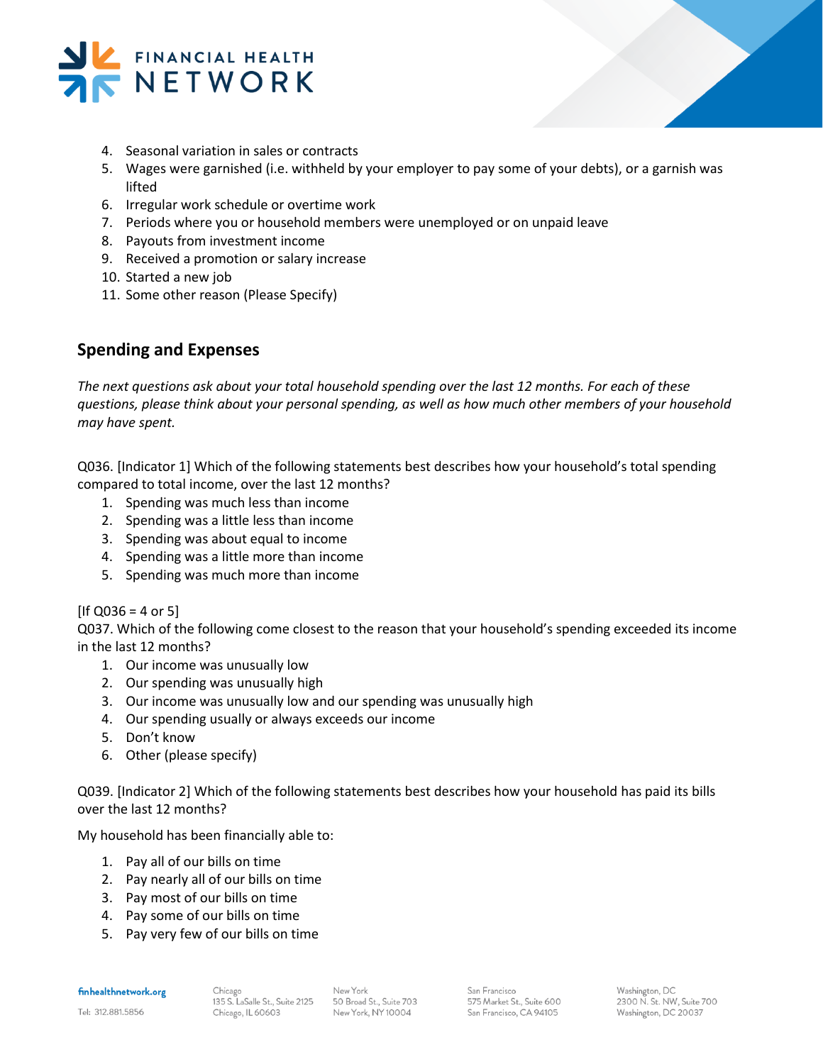4. Seasonal variation in sales or contracts
5. Wages were garnished (i.e. withheld by your employer to pay some of your debts), or a garnish was lifted
6. Irregular work schedule or overtime work
7. Periods where you or household members were unemployed or on unpaid leave
8. Payouts from investment income
9. Received a promotion or salary increase
10. Started a new job
11. Some other reason (Please Specify)

## Spending and Expenses

*The next questions ask about your total household spending over the last 12 months. For each of these questions, please think about your personal spending, as well as how much other members of your household may have spent.*

Q036. [Indicator 1] Which of the following statements best describes how your household's total spending compared to total income, over the last 12 months?

1. Spending was much less than income
2. Spending was a little less than income
3. Spending was about equal to income
4. Spending was a little more than income
5. Spending was much more than income

[If Q036 = 4 or 5]
Q037. Which of the following come closest to the reason that your household's spending exceeded its income in the last 12 months?

1. Our income was unusually low
2. Our spending was unusually high
3. Our income was unusually low and our spending was unusually high
4. Our spending usually or always exceeds our income
5. Don't know
6. Other (please specify)

Q039. [Indicator 2] Which of the following statements best describes how your household has paid its bills over the last 12 months?

My household has been financially able to:

1. Pay all of our bills on time
2. Pay nearly all of our bills on time
3. Pay most of our bills on time
4. Pay some of our bills on time
5. Pay very few of our bills on time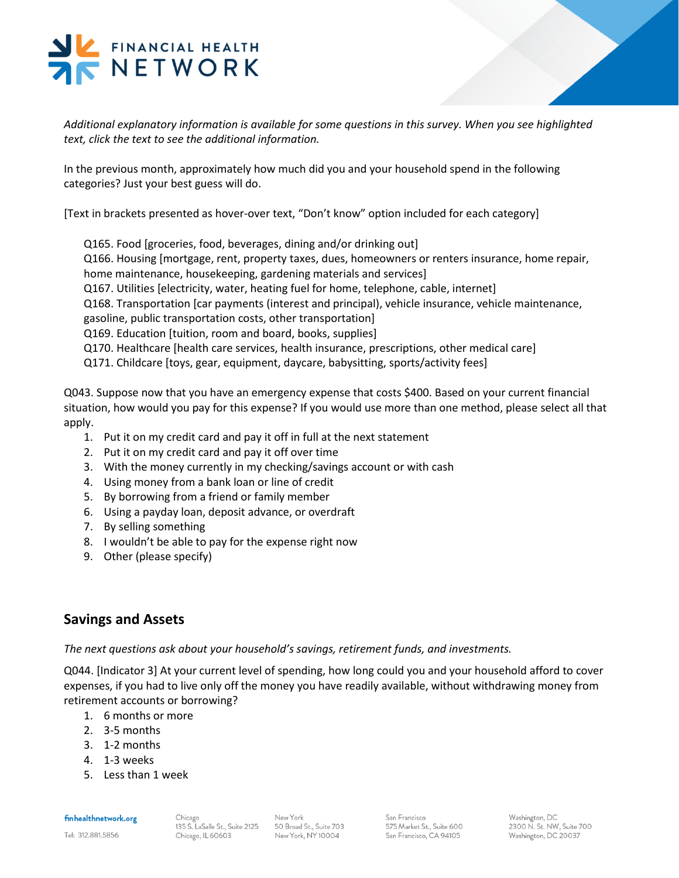*Additional explanatory information is available for some questions in this survey. When you see highlighted text, click the text to see the additional information.*

In the previous month, approximately how much did you and your household spend in the following categories? Just your best guess will do.

[Text in brackets presented as hover-over text, "Don't know" option included for each category]

Q165. Food [groceries, food, beverages, dining and/or drinking out]
Q166. Housing [mortgage, rent, property taxes, dues, homeowners or renters insurance, home repair, home maintenance, housekeeping, gardening materials and services]
Q167. Utilities [electricity, water, heating fuel for home, telephone, cable, internet]
Q168. Transportation [car payments (interest and principal), vehicle insurance, vehicle maintenance, gasoline, public transportation costs, other transportation]
Q169. Education [tuition, room and board, books, supplies]
Q170. Healthcare [health care services, health insurance, prescriptions, other medical care]
Q171. Childcare [toys, gear, equipment, daycare, babysitting, sports/activity fees]

Q043. Suppose now that you have an emergency expense that costs $400. Based on your current financial situation, how would you pay for this expense? If you would use more than one method, please select all that apply.

1. Put it on my credit card and pay it off in full at the next statement
2. Put it on my credit card and pay it off over time
3. With the money currently in my checking/savings account or with cash
4. Using money from a bank loan or line of credit
5. By borrowing from a friend or family member
6. Using a payday loan, deposit advance, or overdraft
7. By selling something
8. I wouldn't be able to pay for the expense right now
9. Other (please specify)

## Savings and Assets

*The next questions ask about your household's savings, retirement funds, and investments.*

Q044. [Indicator 3] At your current level of spending, how long could you and your household afford to cover expenses, if you had to live only off the money you have readily available, without withdrawing money from retirement accounts or borrowing?

1. 6 months or more
2. 3-5 months
3. 1-2 months
4. 1-3 weeks
5. Less than 1 week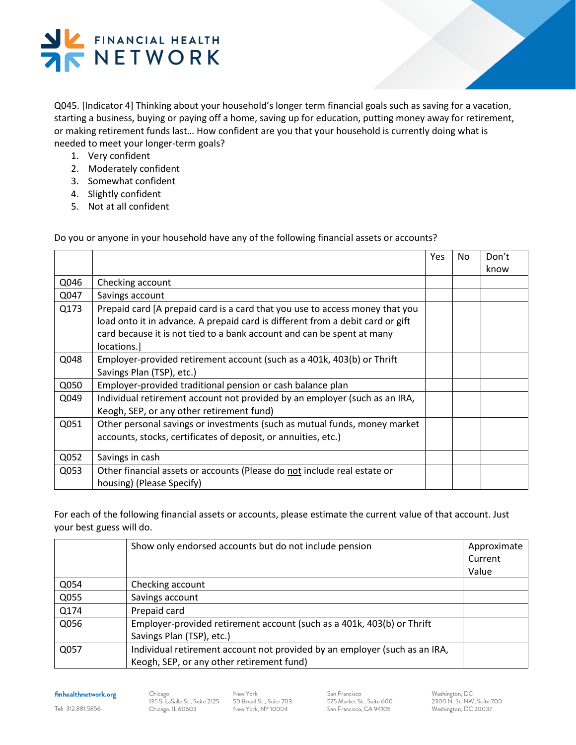Q045. [Indicator 4] Thinking about your household's longer term financial goals such as saving for a vacation, starting a business, buying or paying off a home, saving up for education, putting money away for retirement, or making retirement funds last… How confident are you that your household is currently doing what is needed to meet your longer-term goals?

1. Very confident
2. Moderately confident
3. Somewhat confident
4. Slightly confident
5. Not at all confident

Do you or anyone in your household have any of the following financial assets or accounts?

| | | Yes | No | Don't know |
|---|---|---|---|---|
| Q046 | Checking account | | | |
| Q047 | Savings account | | | |
| Q173 | Prepaid card [A prepaid card is a card that you use to access money that you load onto it in advance. A prepaid card is different from a debit card or gift card because it is not tied to a bank account and can be spent at many locations.] | | | |
| Q048 | Employer-provided retirement account (such as a 401k, 403(b) or Thrift Savings Plan (TSP), etc.) | | | |
| Q050 | Employer-provided traditional pension or cash balance plan | | | |
| Q049 | Individual retirement account not provided by an employer (such as an IRA, Keogh, SEP, or any other retirement fund) | | | |
| Q051 | Other personal savings or investments (such as mutual funds, money market accounts, stocks, certificates of deposit, or annuities, etc.) | | | |
| Q052 | Savings in cash | | | |
| Q053 | Other financial assets or accounts (Please do <u>not</u> include real estate or housing) (Please Specify) | | | |

For each of the following financial assets or accounts, please estimate the current value of that account. Just your best guess will do.

| | Show only endorsed accounts but do not include pension | Approximate Current Value |
|---|---|---|
| Q054 | Checking account | |
| Q055 | Savings account | |
| Q174 | Prepaid card | |
| Q056 | Employer-provided retirement account (such as a 401k, 403(b) or Thrift Savings Plan (TSP), etc.) | |
| Q057 | Individual retirement account not provided by an employer (such as an IRA, Keogh, SEP, or any other retirement fund) | |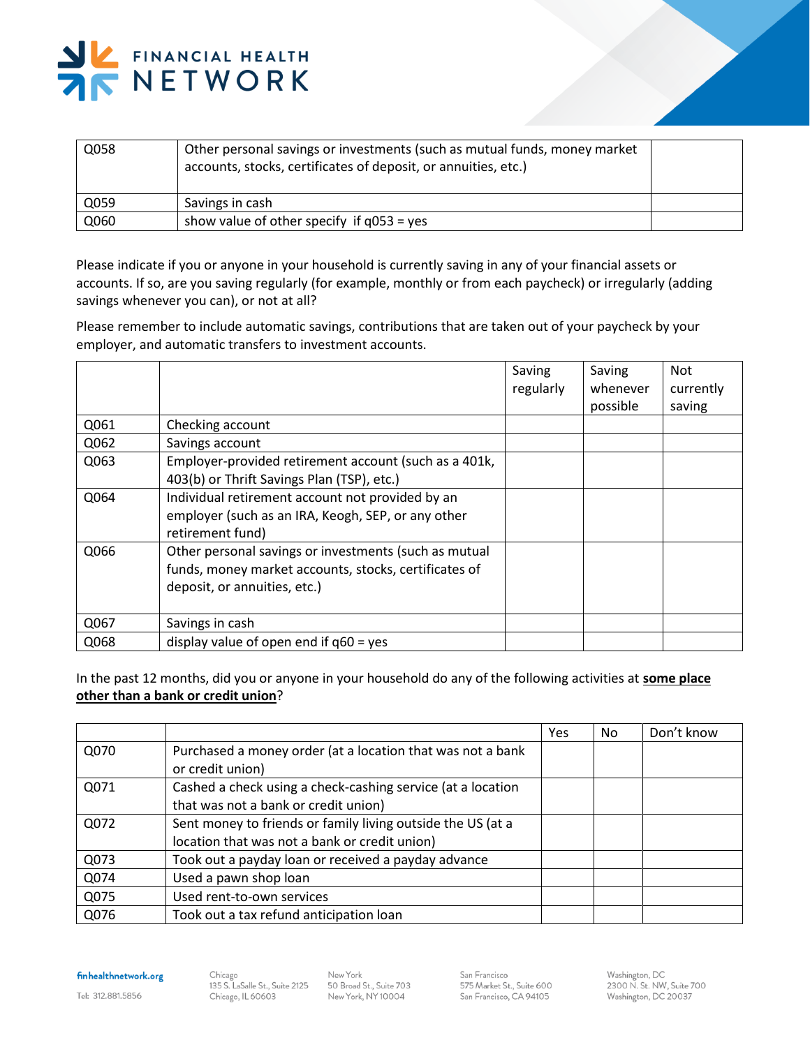| | | |
|---|---|---|
| Q058 | Other personal savings or investments (such as mutual funds, money market accounts, stocks, certificates of deposit, or annuities, etc.) | |
| Q059 | Savings in cash | |
| Q060 | show value of other specify if q053 = yes | |

Please indicate if you or anyone in your household is currently saving in any of your financial assets or accounts. If so, are you saving regularly (for example, monthly or from each paycheck) or irregularly (adding savings whenever you can), or not at all?

Please remember to include automatic savings, contributions that are taken out of your paycheck by your employer, and automatic transfers to investment accounts.

| | | Saving regularly | Saving whenever possible | Not currently saving |
|---|---|---|---|---|
| Q061 | Checking account | | | |
| Q062 | Savings account | | | |
| Q063 | Employer-provided retirement account (such as a 401k, 403(b) or Thrift Savings Plan (TSP), etc.) | | | |
| Q064 | Individual retirement account not provided by an employer (such as an IRA, Keogh, SEP, or any other retirement fund) | | | |
| Q066 | Other personal savings or investments (such as mutual funds, money market accounts, stocks, certificates of deposit, or annuities, etc.) | | | |
| Q067 | Savings in cash | | | |
| Q068 | display value of open end if q60 = yes | | | |

In the past 12 months, did you or anyone in your household do any of the following activities at **some place other than a bank or credit union**?

| | | Yes | No | Don't know |
|---|---|---|---|---|
| Q070 | Purchased a money order (at a location that was not a bank or credit union) | | | |
| Q071 | Cashed a check using a check-cashing service (at a location that was not a bank or credit union) | | | |
| Q072 | Sent money to friends or family living outside the US (at a location that was not a bank or credit union) | | | |
| Q073 | Took out a payday loan or received a payday advance | | | |
| Q074 | Used a pawn shop loan | | | |
| Q075 | Used rent-to-own services | | | |
| Q076 | Took out a tax refund anticipation loan | | | |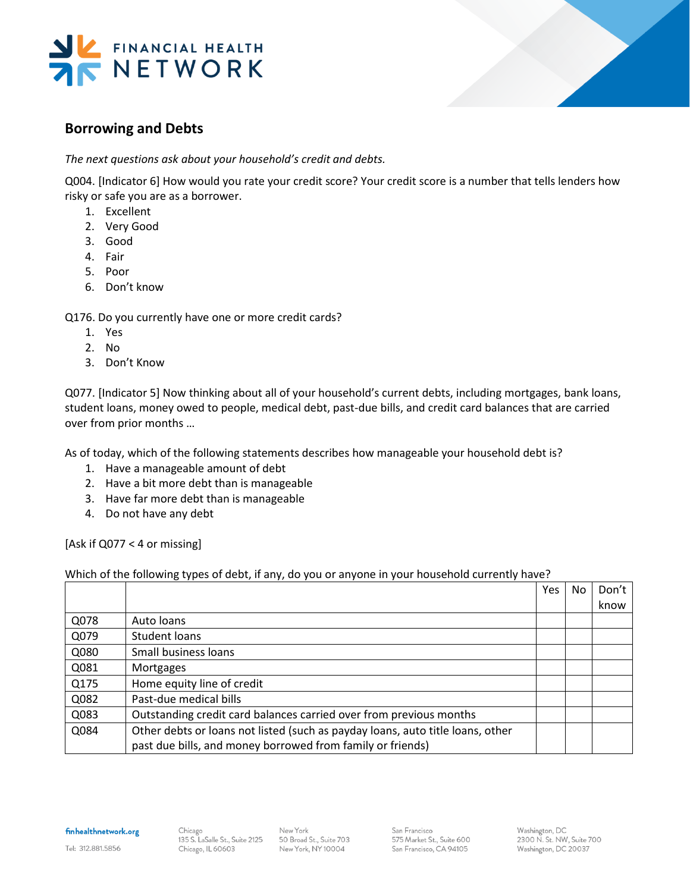## Borrowing and Debts

*The next questions ask about your household's credit and debts.*

Q004. [Indicator 6] How would you rate your credit score? Your credit score is a number that tells lenders how risky or safe you are as a borrower.

1. Excellent
2. Very Good
3. Good
4. Fair
5. Poor
6. Don't know

Q176. Do you currently have one or more credit cards?

1. Yes
2. No
3. Don't Know

Q077. [Indicator 5] Now thinking about all of your household's current debts, including mortgages, bank loans, student loans, money owed to people, medical debt, past-due bills, and credit card balances that are carried over from prior months …

As of today, which of the following statements describes how manageable your household debt is?

1. Have a manageable amount of debt
2. Have a bit more debt than is manageable
3. Have far more debt than is manageable
4. Do not have any debt

[Ask if Q077 < 4 or missing]

Which of the following types of debt, if any, do you or anyone in your household currently have?

| | | Yes | No | Don't know |
|---|---|---|---|---|
| Q078 | Auto loans | | | |
| Q079 | Student loans | | | |
| Q080 | Small business loans | | | |
| Q081 | Mortgages | | | |
| Q175 | Home equity line of credit | | | |
| Q082 | Past-due medical bills | | | |
| Q083 | Outstanding credit card balances carried over from previous months | | | |
| Q084 | Other debts or loans not listed (such as payday loans, auto title loans, other past due bills, and money borrowed from family or friends) | | | |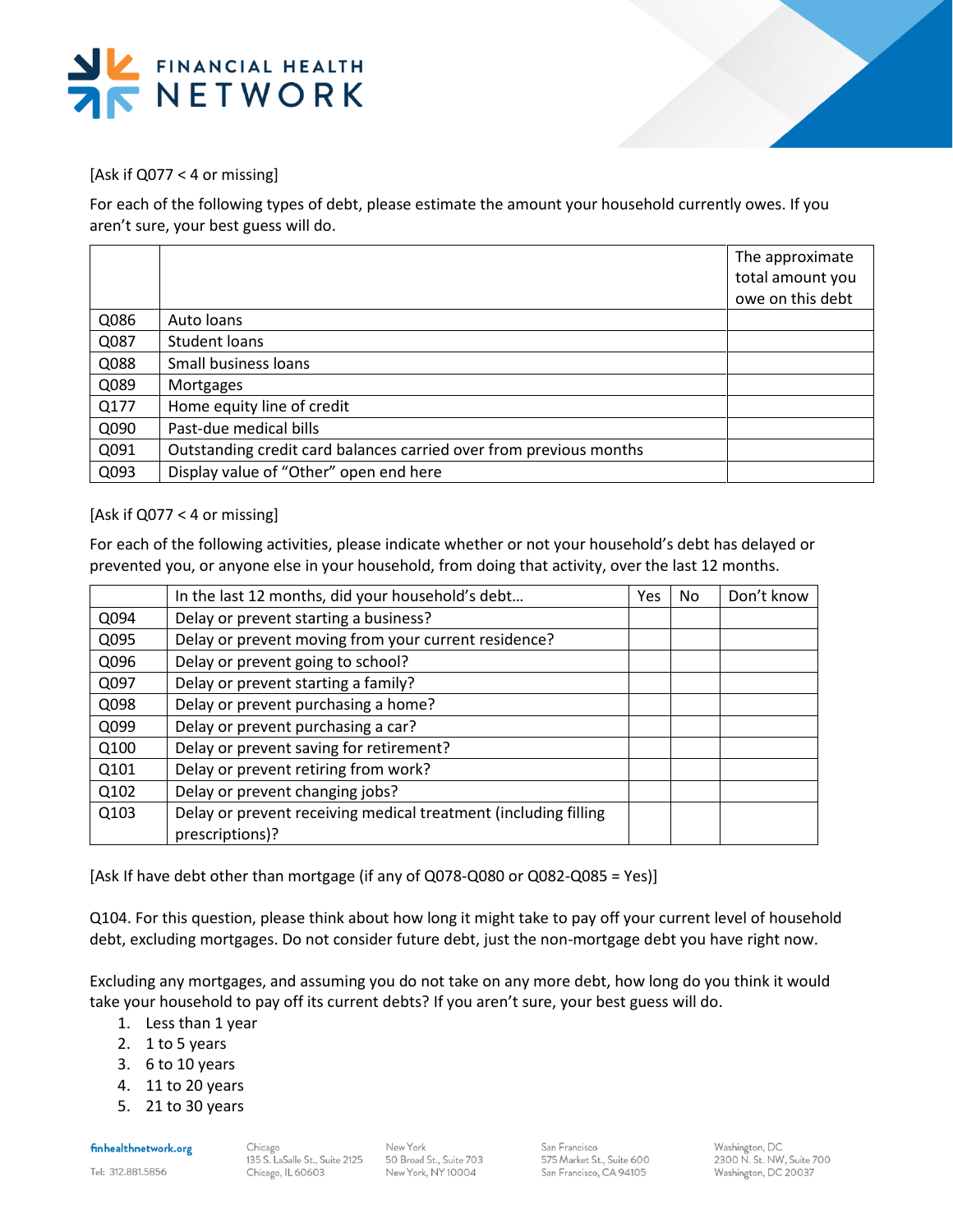[Ask if Q077 < 4 or missing]

For each of the following types of debt, please estimate the amount your household currently owes. If you aren't sure, your best guess will do.

| | | The approximate total amount you owe on this debt |
|---|---|---|
| Q086 | Auto loans | |
| Q087 | Student loans | |
| Q088 | Small business loans | |
| Q089 | Mortgages | |
| Q177 | Home equity line of credit | |
| Q090 | Past-due medical bills | |
| Q091 | Outstanding credit card balances carried over from previous months | |
| Q093 | Display value of "Other" open end here | |

[Ask if Q077 < 4 or missing]

For each of the following activities, please indicate whether or not your household's debt has delayed or prevented you, or anyone else in your household, from doing that activity, over the last 12 months.

| | In the last 12 months, did your household's debt… | Yes | No | Don't know |
|---|---|---|---|---|
| Q094 | Delay or prevent starting a business? | | | |
| Q095 | Delay or prevent moving from your current residence? | | | |
| Q096 | Delay or prevent going to school? | | | |
| Q097 | Delay or prevent starting a family? | | | |
| Q098 | Delay or prevent purchasing a home? | | | |
| Q099 | Delay or prevent purchasing a car? | | | |
| Q100 | Delay or prevent saving for retirement? | | | |
| Q101 | Delay or prevent retiring from work? | | | |
| Q102 | Delay or prevent changing jobs? | | | |
| Q103 | Delay or prevent receiving medical treatment (including filling prescriptions)? | | | |

[Ask If have debt other than mortgage (if any of Q078-Q080 or Q082-Q085 = Yes)]

Q104. For this question, please think about how long it might take to pay off your current level of household debt, excluding mortgages. Do not consider future debt, just the non-mortgage debt you have right now.

Excluding any mortgages, and assuming you do not take on any more debt, how long do you think it would take your household to pay off its current debts? If you aren't sure, your best guess will do.

1. Less than 1 year
2. 1 to 5 years
3. 6 to 10 years
4. 11 to 20 years
5. 21 to 30 years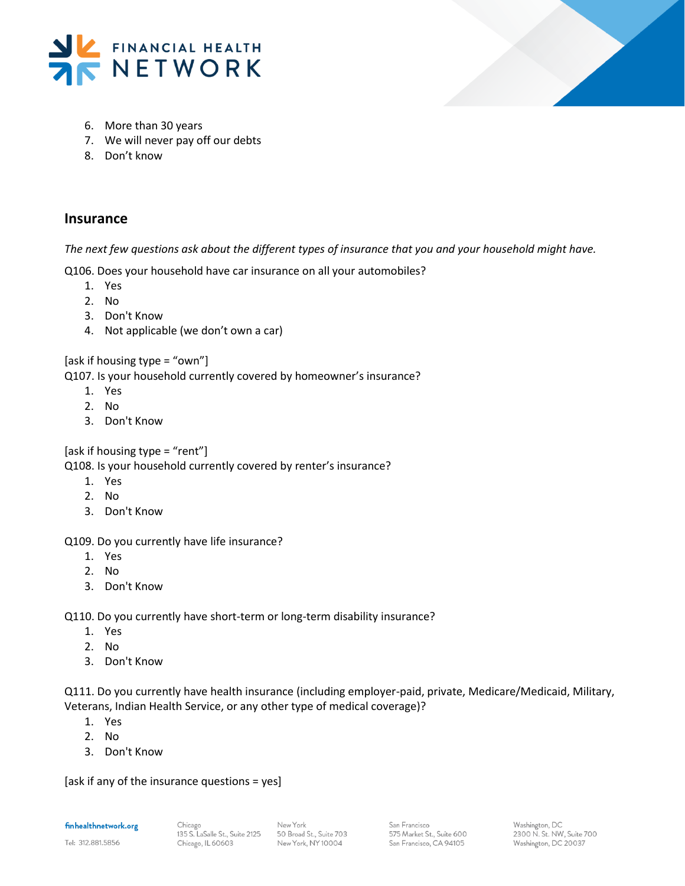6. More than 30 years
7. We will never pay off our debts
8. Don't know

## Insurance

*The next few questions ask about the different types of insurance that you and your household might have.*

Q106. Does your household have car insurance on all your automobiles?

1. Yes
2. No
3. Don't Know
4. Not applicable (we don't own a car)

[ask if housing type = "own"]
Q107. Is your household currently covered by homeowner's insurance?

1. Yes
2. No
3. Don't Know

[ask if housing type = "rent"]
Q108. Is your household currently covered by renter's insurance?

1. Yes
2. No
3. Don't Know

Q109. Do you currently have life insurance?

1. Yes
2. No
3. Don't Know

Q110. Do you currently have short-term or long-term disability insurance?

1. Yes
2. No
3. Don't Know

Q111. Do you currently have health insurance (including employer-paid, private, Medicare/Medicaid, Military, Veterans, Indian Health Service, or any other type of medical coverage)?

1. Yes
2. No
3. Don't Know

[ask if any of the insurance questions = yes]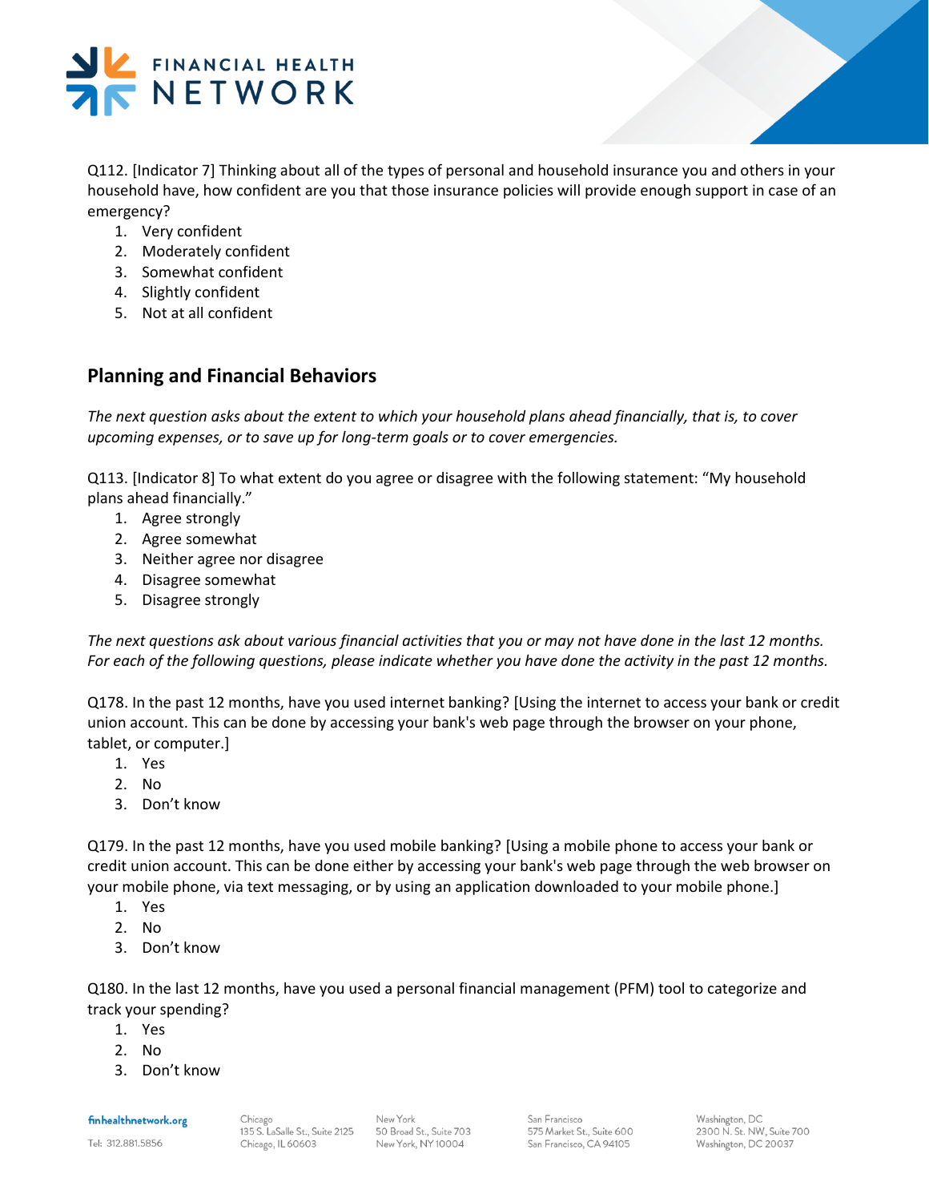Q112. [Indicator 7] Thinking about all of the types of personal and household insurance you and others in your household have, how confident are you that those insurance policies will provide enough support in case of an emergency?

1. Very confident
2. Moderately confident
3. Somewhat confident
4. Slightly confident
5. Not at all confident

## Planning and Financial Behaviors

*The next question asks about the extent to which your household plans ahead financially, that is, to cover upcoming expenses, or to save up for long-term goals or to cover emergencies.*

Q113. [Indicator 8] To what extent do you agree or disagree with the following statement: "My household plans ahead financially."

1. Agree strongly
2. Agree somewhat
3. Neither agree nor disagree
4. Disagree somewhat
5. Disagree strongly

*The next questions ask about various financial activities that you or may not have done in the last 12 months. For each of the following questions, please indicate whether you have done the activity in the past 12 months.*

Q178. In the past 12 months, have you used internet banking? [Using the internet to access your bank or credit union account. This can be done by accessing your bank's web page through the browser on your phone, tablet, or computer.]

1. Yes
2. No
3. Don't know

Q179. In the past 12 months, have you used mobile banking? [Using a mobile phone to access your bank or credit union account. This can be done either by accessing your bank's web page through the web browser on your mobile phone, via text messaging, or by using an application downloaded to your mobile phone.]

1. Yes
2. No
3. Don't know

Q180. In the last 12 months, have you used a personal financial management (PFM) tool to categorize and track your spending?

1. Yes
2. No
3. Don't know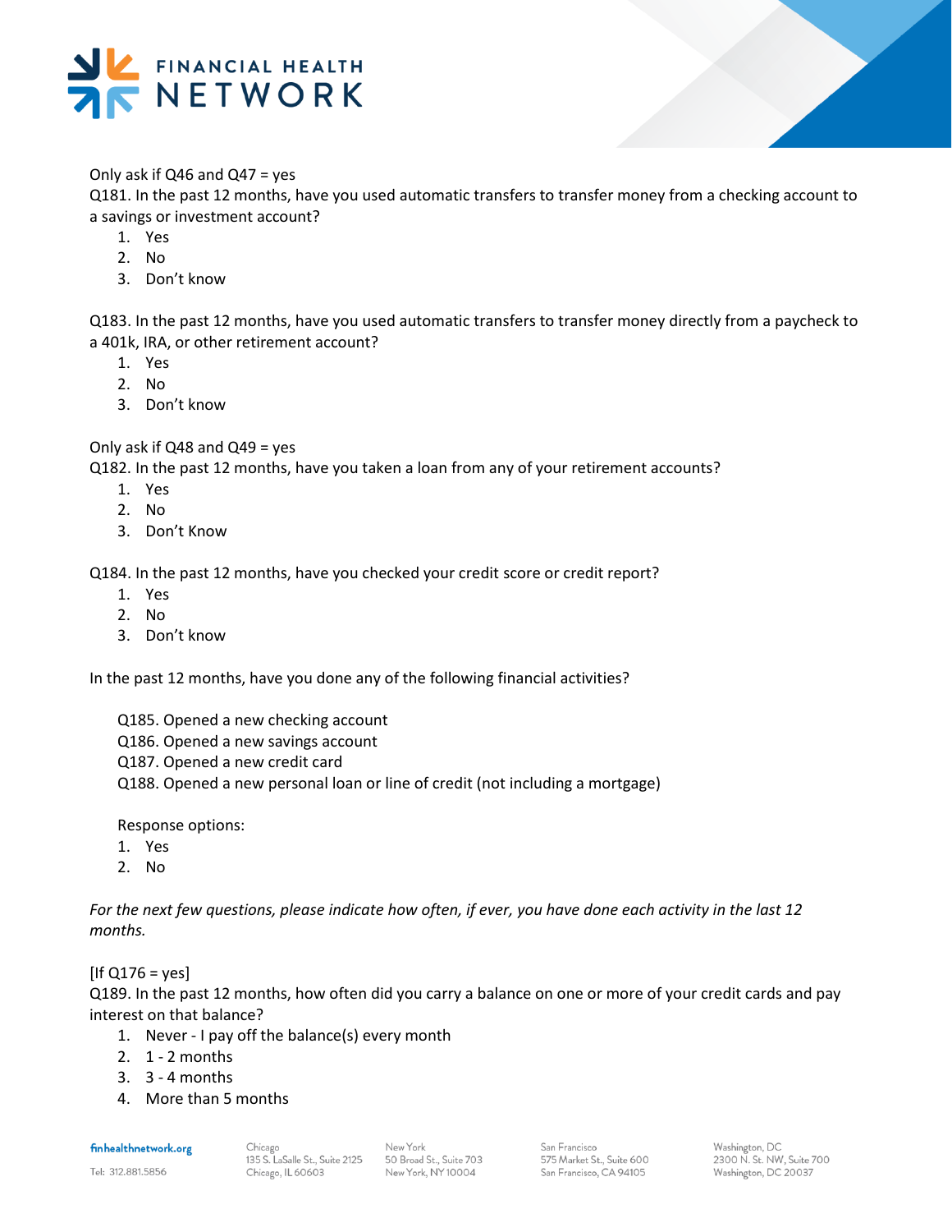Only ask if Q46 and Q47 = yes

Q181. In the past 12 months, have you used automatic transfers to transfer money from a checking account to a savings or investment account?

1. Yes
2. No
3. Don't know

Q183. In the past 12 months, have you used automatic transfers to transfer money directly from a paycheck to a 401k, IRA, or other retirement account?

1. Yes
2. No
3. Don't know

Only ask if Q48 and Q49 = yes

Q182. In the past 12 months, have you taken a loan from any of your retirement accounts?

1. Yes
2. No
3. Don't Know

Q184. In the past 12 months, have you checked your credit score or credit report?

1. Yes
2. No
3. Don't know

In the past 12 months, have you done any of the following financial activities?

Q185. Opened a new checking account
Q186. Opened a new savings account
Q187. Opened a new credit card
Q188. Opened a new personal loan or line of credit (not including a mortgage)

Response options:

1. Yes
2. No

*For the next few questions, please indicate how often, if ever, you have done each activity in the last 12 months.*

[If Q176 = yes]

Q189. In the past 12 months, how often did you carry a balance on one or more of your credit cards and pay interest on that balance?

1. Never - I pay off the balance(s) every month
2. 1 - 2 months
3. 3 - 4 months
4. More than 5 months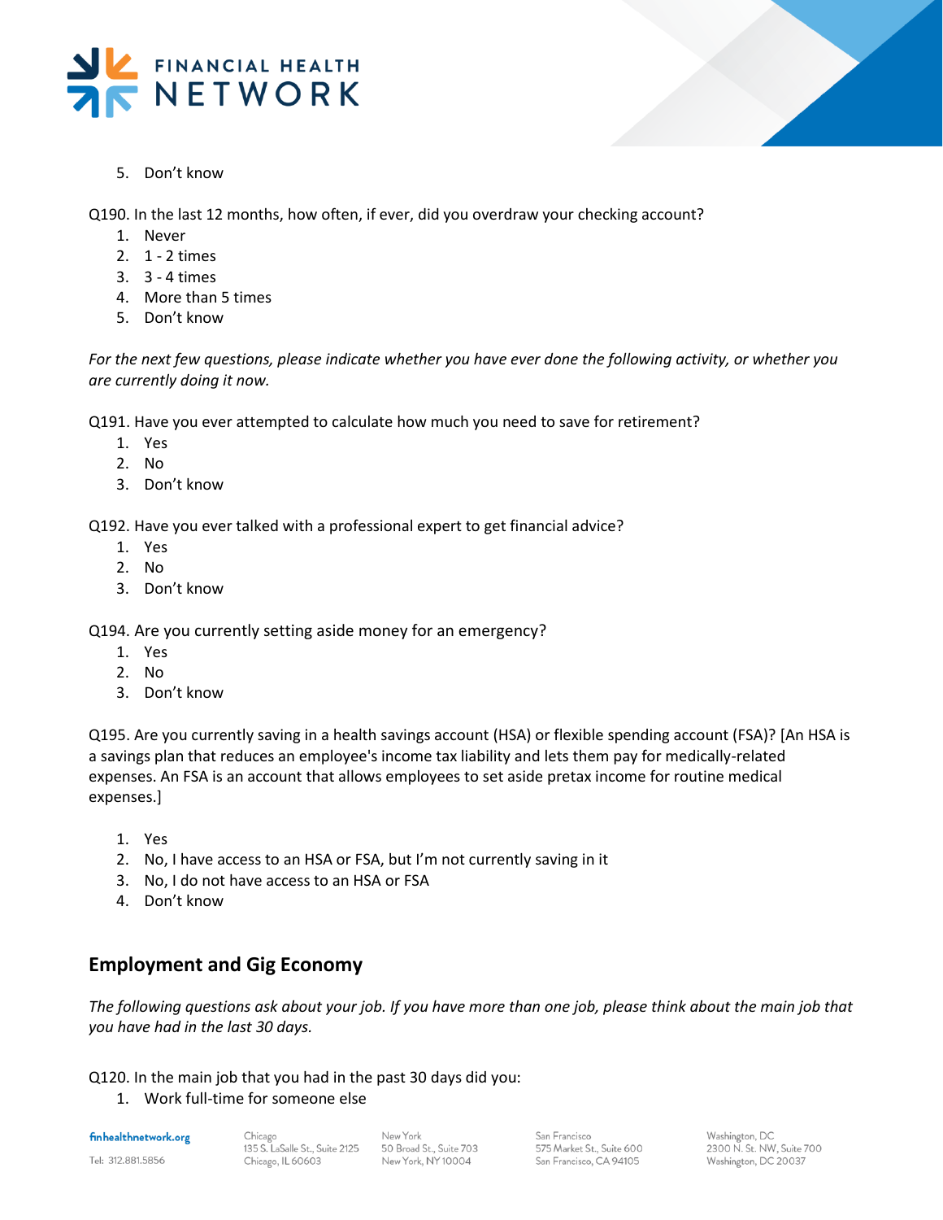5. Don't know

Q190. In the last 12 months, how often, if ever, did you overdraw your checking account?

1. Never
2. 1 - 2 times
3. 3 - 4 times
4. More than 5 times
5. Don't know

*For the next few questions, please indicate whether you have ever done the following activity, or whether you are currently doing it now.*

Q191. Have you ever attempted to calculate how much you need to save for retirement?

1. Yes
2. No
3. Don't know

Q192. Have you ever talked with a professional expert to get financial advice?

1. Yes
2. No
3. Don't know

Q194. Are you currently setting aside money for an emergency?

1. Yes
2. No
3. Don't know

Q195. Are you currently saving in a health savings account (HSA) or flexible spending account (FSA)? [An HSA is a savings plan that reduces an employee's income tax liability and lets them pay for medically-related expenses. An FSA is an account that allows employees to set aside pretax income for routine medical expenses.]

1. Yes
2. No, I have access to an HSA or FSA, but I'm not currently saving in it
3. No, I do not have access to an HSA or FSA
4. Don't know

## Employment and Gig Economy

*The following questions ask about your job. If you have more than one job, please think about the main job that you have had in the last 30 days.*

Q120. In the main job that you had in the past 30 days did you:

1. Work full-time for someone else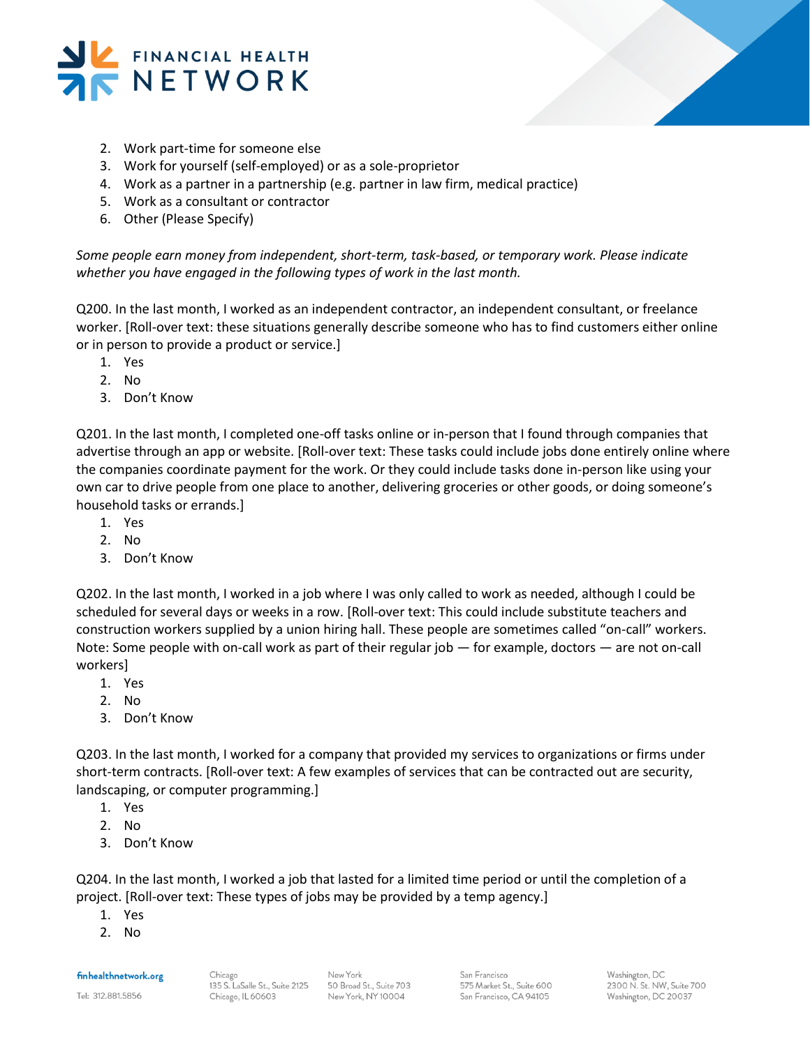2. Work part-time for someone else
3. Work for yourself (self-employed) or as a sole-proprietor
4. Work as a partner in a partnership (e.g. partner in law firm, medical practice)
5. Work as a consultant or contractor
6. Other (Please Specify)

*Some people earn money from independent, short-term, task-based, or temporary work. Please indicate whether you have engaged in the following types of work in the last month.*

Q200. In the last month, I worked as an independent contractor, an independent consultant, or freelance worker. [Roll-over text: these situations generally describe someone who has to find customers either online or in person to provide a product or service.]

1. Yes
2. No
3. Don't Know

Q201. In the last month, I completed one-off tasks online or in-person that I found through companies that advertise through an app or website. [Roll-over text: These tasks could include jobs done entirely online where the companies coordinate payment for the work. Or they could include tasks done in-person like using your own car to drive people from one place to another, delivering groceries or other goods, or doing someone's household tasks or errands.]

1. Yes
2. No
3. Don't Know

Q202. In the last month, I worked in a job where I was only called to work as needed, although I could be scheduled for several days or weeks in a row. [Roll-over text: This could include substitute teachers and construction workers supplied by a union hiring hall. These people are sometimes called "on-call" workers. Note: Some people with on-call work as part of their regular job — for example, doctors — are not on-call workers]

1. Yes
2. No
3. Don't Know

Q203. In the last month, I worked for a company that provided my services to organizations or firms under short-term contracts. [Roll-over text: A few examples of services that can be contracted out are security, landscaping, or computer programming.]

1. Yes
2. No
3. Don't Know

Q204. In the last month, I worked a job that lasted for a limited time period or until the completion of a project. [Roll-over text: These types of jobs may be provided by a temp agency.]

1. Yes
2. No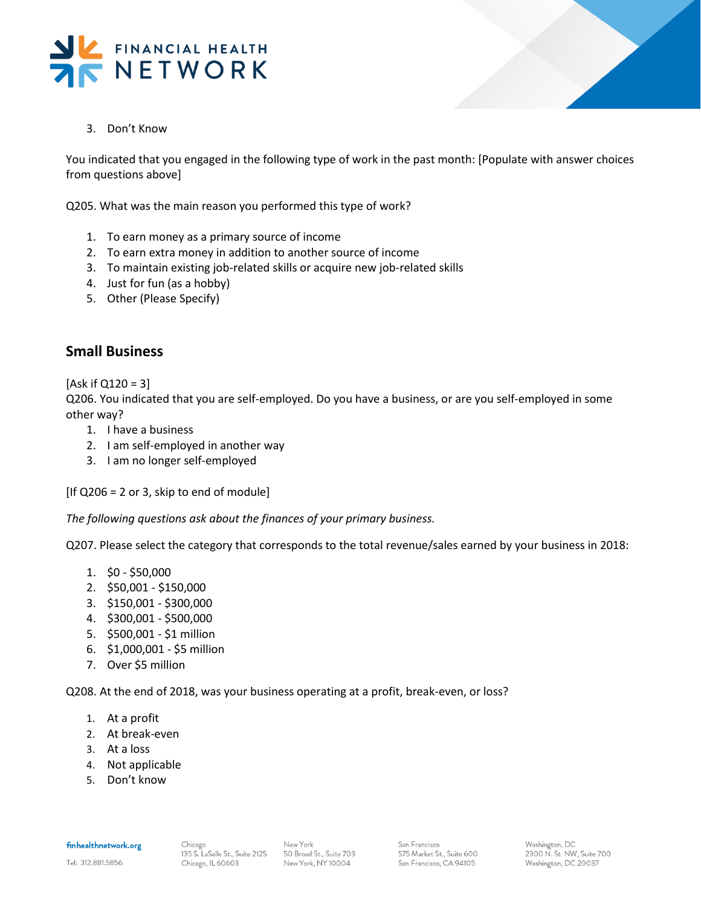3. Don't Know

You indicated that you engaged in the following type of work in the past month: [Populate with answer choices from questions above]

Q205. What was the main reason you performed this type of work?

1. To earn money as a primary source of income
2. To earn extra money in addition to another source of income
3. To maintain existing job-related skills or acquire new job-related skills
4. Just for fun (as a hobby)
5. Other (Please Specify)

## Small Business

[Ask if Q120 = 3]
Q206. You indicated that you are self-employed. Do you have a business, or are you self-employed in some other way?

1. I have a business
2. I am self-employed in another way
3. I am no longer self-employed

[If Q206 = 2 or 3, skip to end of module]

*The following questions ask about the finances of your primary business.*

Q207. Please select the category that corresponds to the total revenue/sales earned by your business in 2018:

1. $0 - $50,000
2. $50,001 - $150,000
3. $150,001 - $300,000
4. $300,001 - $500,000
5. $500,001 - $1 million
6. $1,000,001 - $5 million
7. Over $5 million

Q208. At the end of 2018, was your business operating at a profit, break-even, or loss?

1. At a profit
2. At break-even
3. At a loss
4. Not applicable
5. Don't know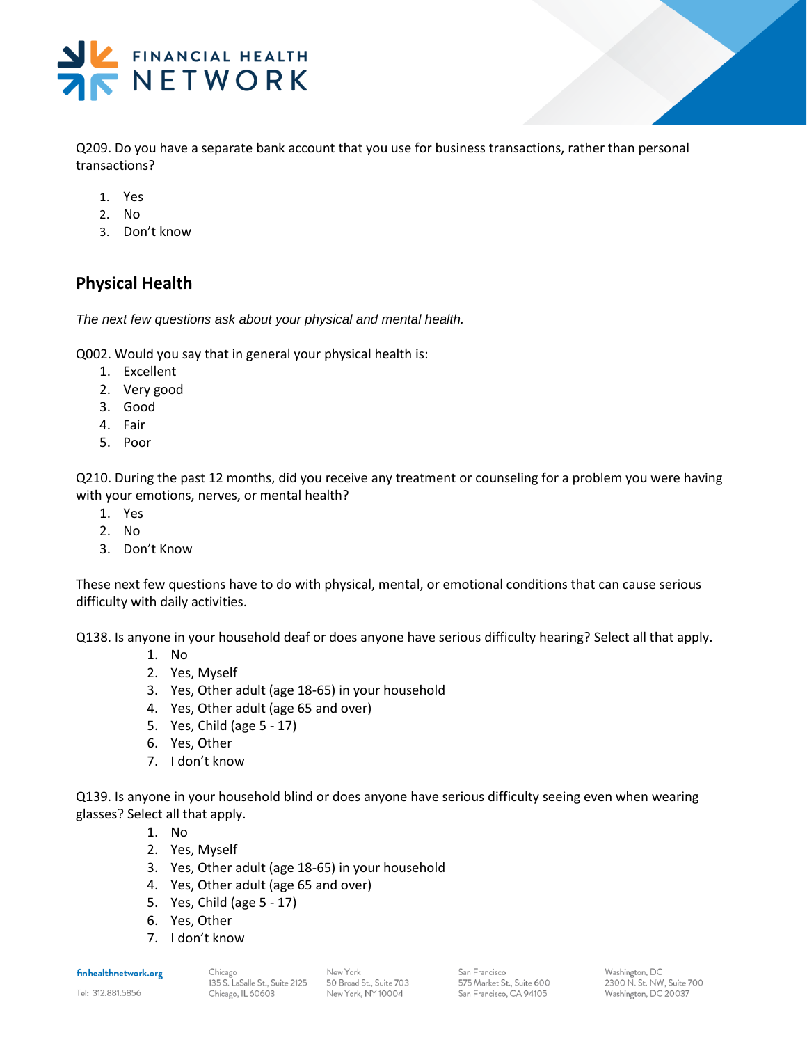Q209. Do you have a separate bank account that you use for business transactions, rather than personal transactions?

1. Yes
2. No
3. Don't know

## Physical Health

*The next few questions ask about your physical and mental health.*

Q002. Would you say that in general your physical health is:

1. Excellent
2. Very good
3. Good
4. Fair
5. Poor

Q210. During the past 12 months, did you receive any treatment or counseling for a problem you were having with your emotions, nerves, or mental health?

1. Yes
2. No
3. Don't Know

These next few questions have to do with physical, mental, or emotional conditions that can cause serious difficulty with daily activities.

Q138. Is anyone in your household deaf or does anyone have serious difficulty hearing? Select all that apply.

1. No
2. Yes, Myself
3. Yes, Other adult (age 18-65) in your household
4. Yes, Other adult (age 65 and over)
5. Yes, Child (age 5 - 17)
6. Yes, Other
7. I don't know

Q139. Is anyone in your household blind or does anyone have serious difficulty seeing even when wearing glasses? Select all that apply.

1. No
2. Yes, Myself
3. Yes, Other adult (age 18-65) in your household
4. Yes, Other adult (age 65 and over)
5. Yes, Child (age 5 - 17)
6. Yes, Other
7. I don't know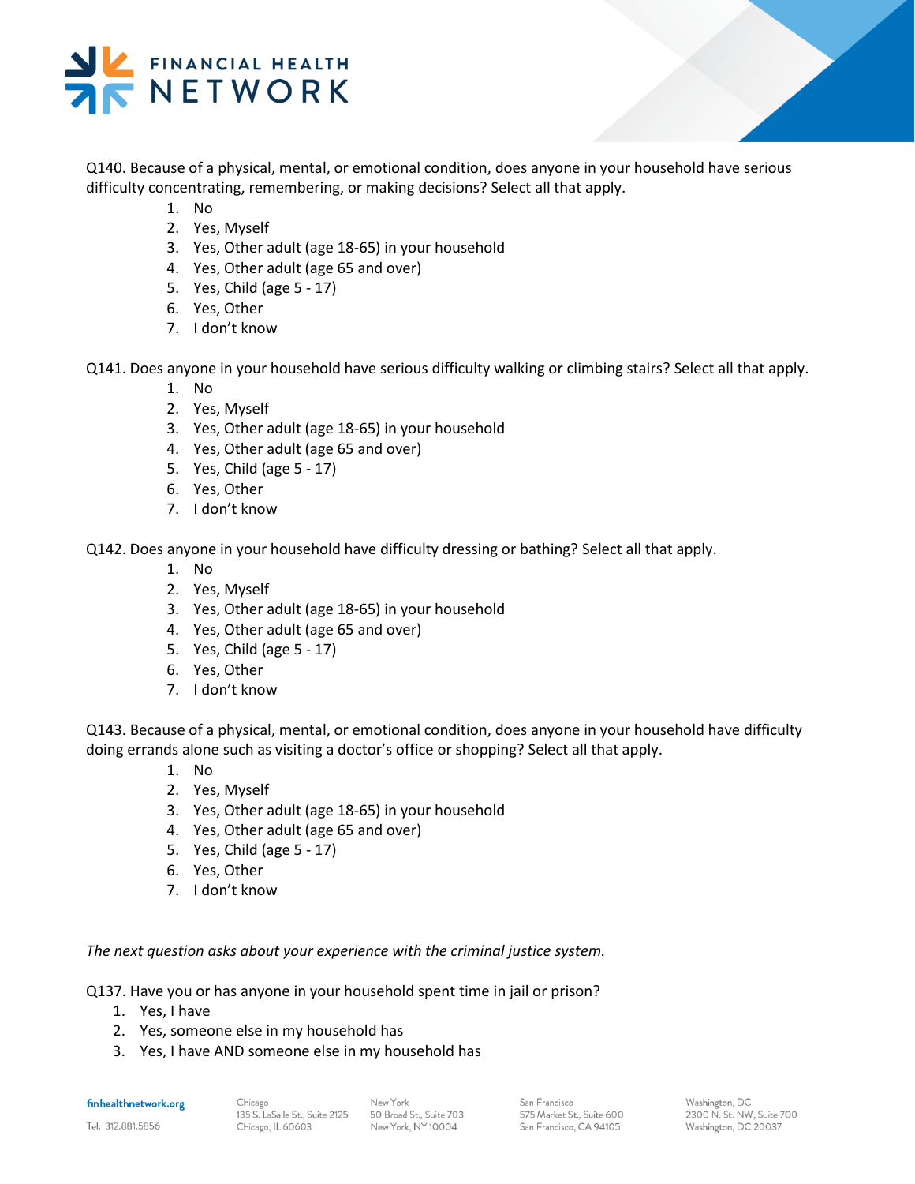Q140. Because of a physical, mental, or emotional condition, does anyone in your household have serious difficulty concentrating, remembering, or making decisions? Select all that apply.

1. No
2. Yes, Myself
3. Yes, Other adult (age 18-65) in your household
4. Yes, Other adult (age 65 and over)
5. Yes, Child (age 5 - 17)
6. Yes, Other
7. I don't know

Q141. Does anyone in your household have serious difficulty walking or climbing stairs? Select all that apply.

1. No
2. Yes, Myself
3. Yes, Other adult (age 18-65) in your household
4. Yes, Other adult (age 65 and over)
5. Yes, Child (age 5 - 17)
6. Yes, Other
7. I don't know

Q142. Does anyone in your household have difficulty dressing or bathing? Select all that apply.

1. No
2. Yes, Myself
3. Yes, Other adult (age 18-65) in your household
4. Yes, Other adult (age 65 and over)
5. Yes, Child (age 5 - 17)
6. Yes, Other
7. I don't know

Q143. Because of a physical, mental, or emotional condition, does anyone in your household have difficulty doing errands alone such as visiting a doctor's office or shopping? Select all that apply.

1. No
2. Yes, Myself
3. Yes, Other adult (age 18-65) in your household
4. Yes, Other adult (age 65 and over)
5. Yes, Child (age 5 - 17)
6. Yes, Other
7. I don't know

*The next question asks about your experience with the criminal justice system.*

Q137. Have you or has anyone in your household spent time in jail or prison?

1. Yes, I have
2. Yes, someone else in my household has
3. Yes, I have AND someone else in my household has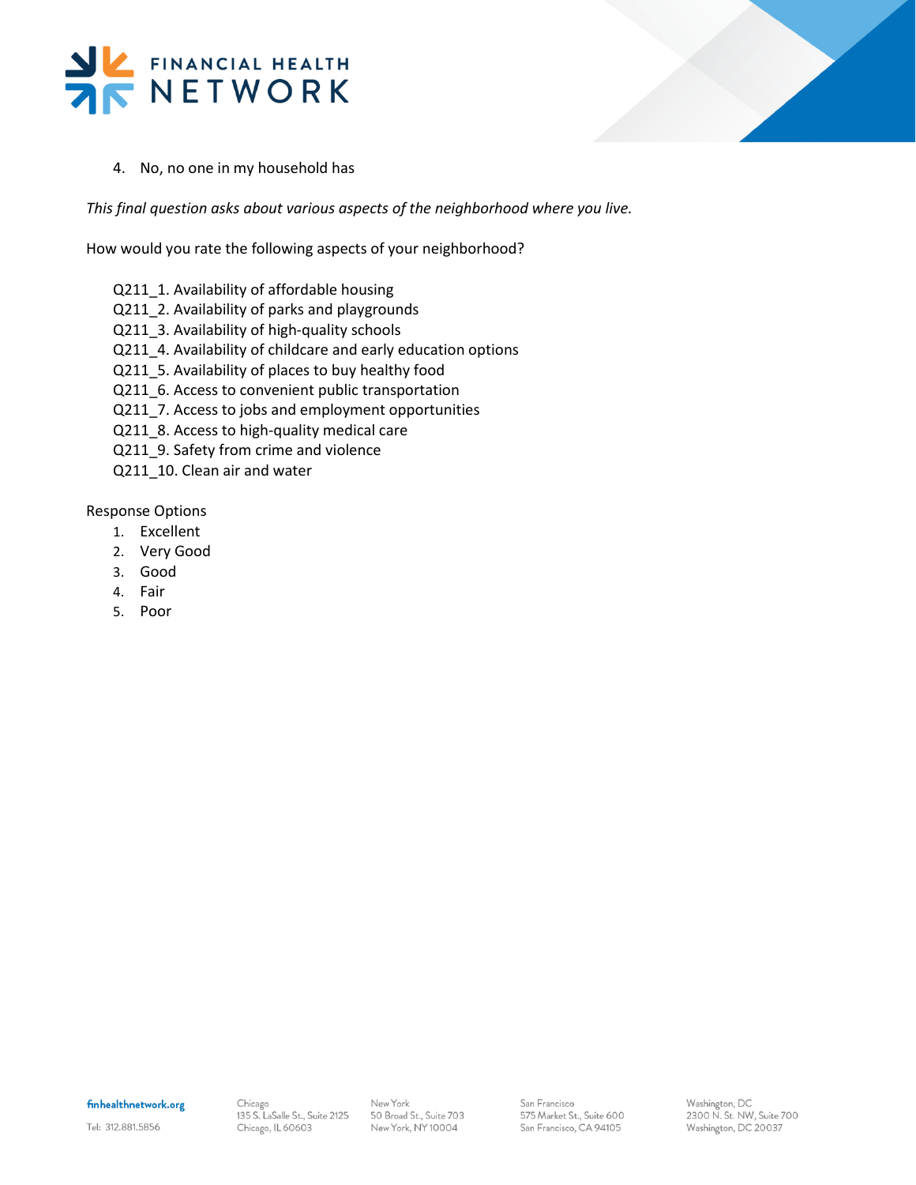4. No, no one in my household has

*This final question asks about various aspects of the neighborhood where you live.*

How would you rate the following aspects of your neighborhood?

Q211_1. Availability of affordable housing
Q211_2. Availability of parks and playgrounds
Q211_3. Availability of high-quality schools
Q211_4. Availability of childcare and early education options
Q211_5. Availability of places to buy healthy food
Q211_6. Access to convenient public transportation
Q211_7. Access to jobs and employment opportunities
Q211_8. Access to high-quality medical care
Q211_9. Safety from crime and violence
Q211_10. Clean air and water

Response Options

1. Excellent
2. Very Good
3. Good
4. Fair
5. Poor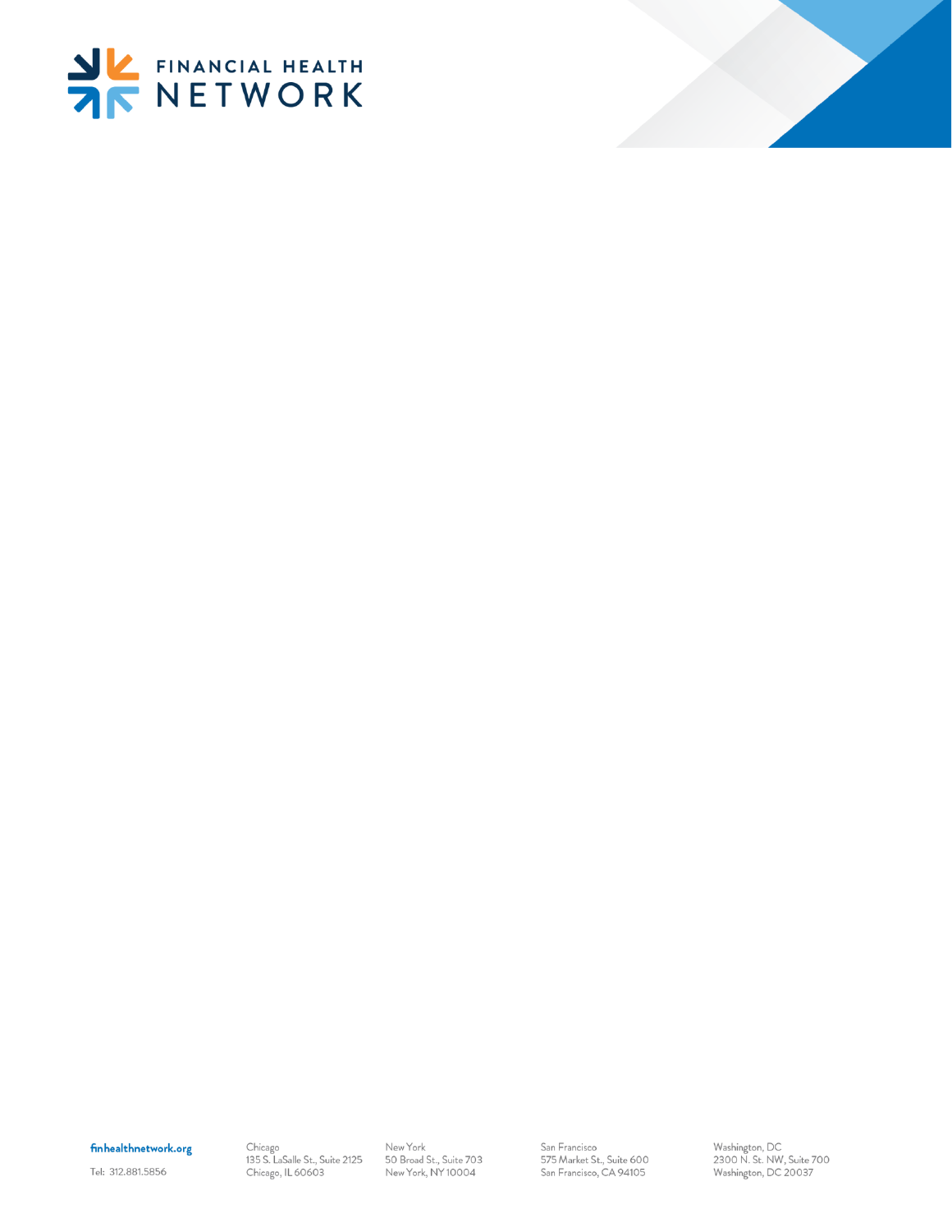FINANCIAL HEALTH NETWORK

finhealthnetwork.org

Tel: 312.881.5856

Chicago
135 S. LaSalle St., Suite 2125
Chicago, IL 60603

New York
50 Broad St., Suite 703
New York, NY 10004

San Francisco
575 Market St., Suite 600
San Francisco, CA 94105

Washington, DC
2300 N. St. NW, Suite 700
Washington, DC 20037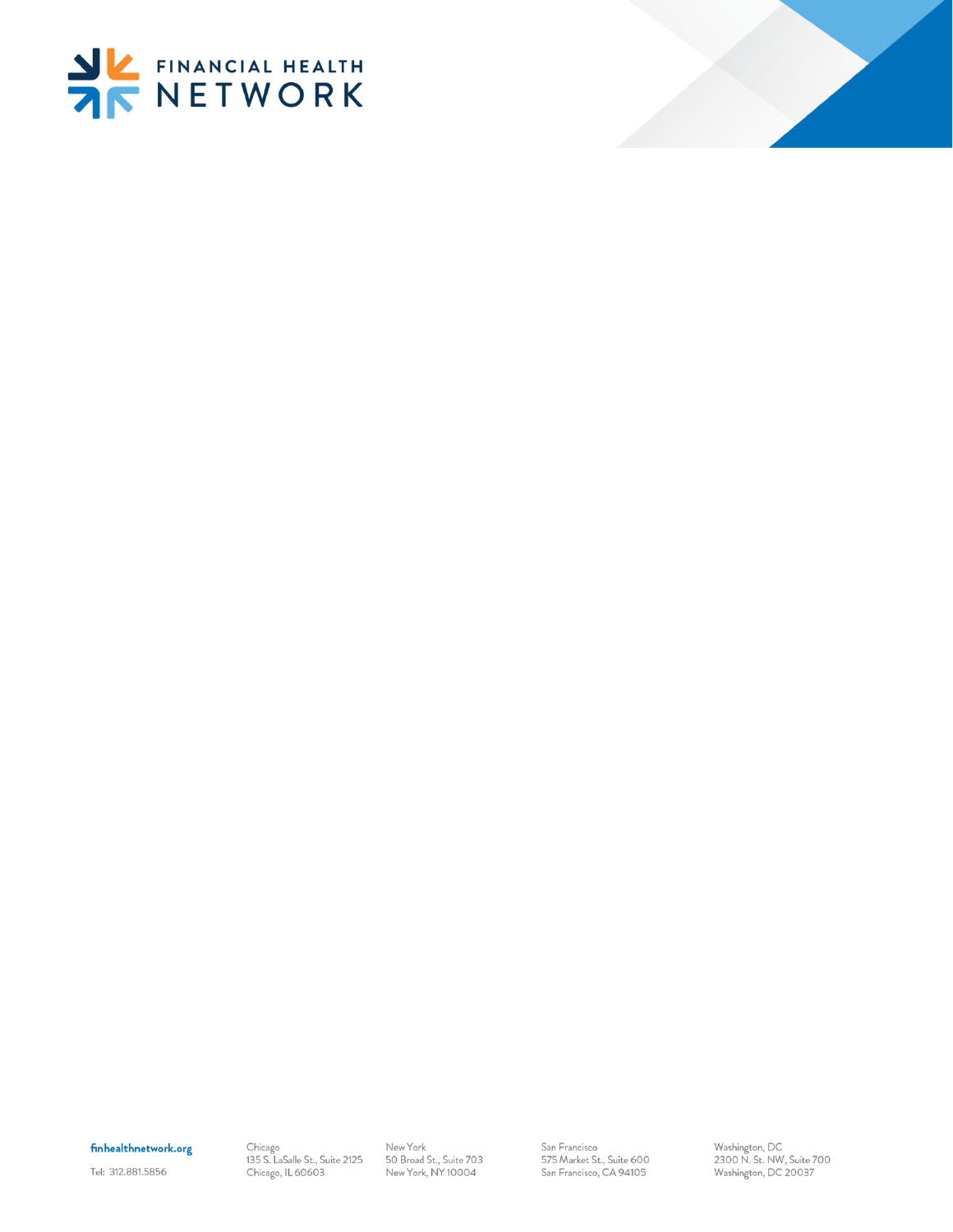FINANCIAL HEALTH NETWORK

finhealthnetwork.org

Tel: 312.881.5856

Chicago
135 S. LaSalle St., Suite 2125
Chicago, IL 60603

New York
50 Broad St., Suite 703
New York, NY 10004

San Francisco
575 Market St., Suite 600
San Francisco, CA 94105

Washington, DC
2300 N. St. NW, Suite 700
Washington, DC 20037